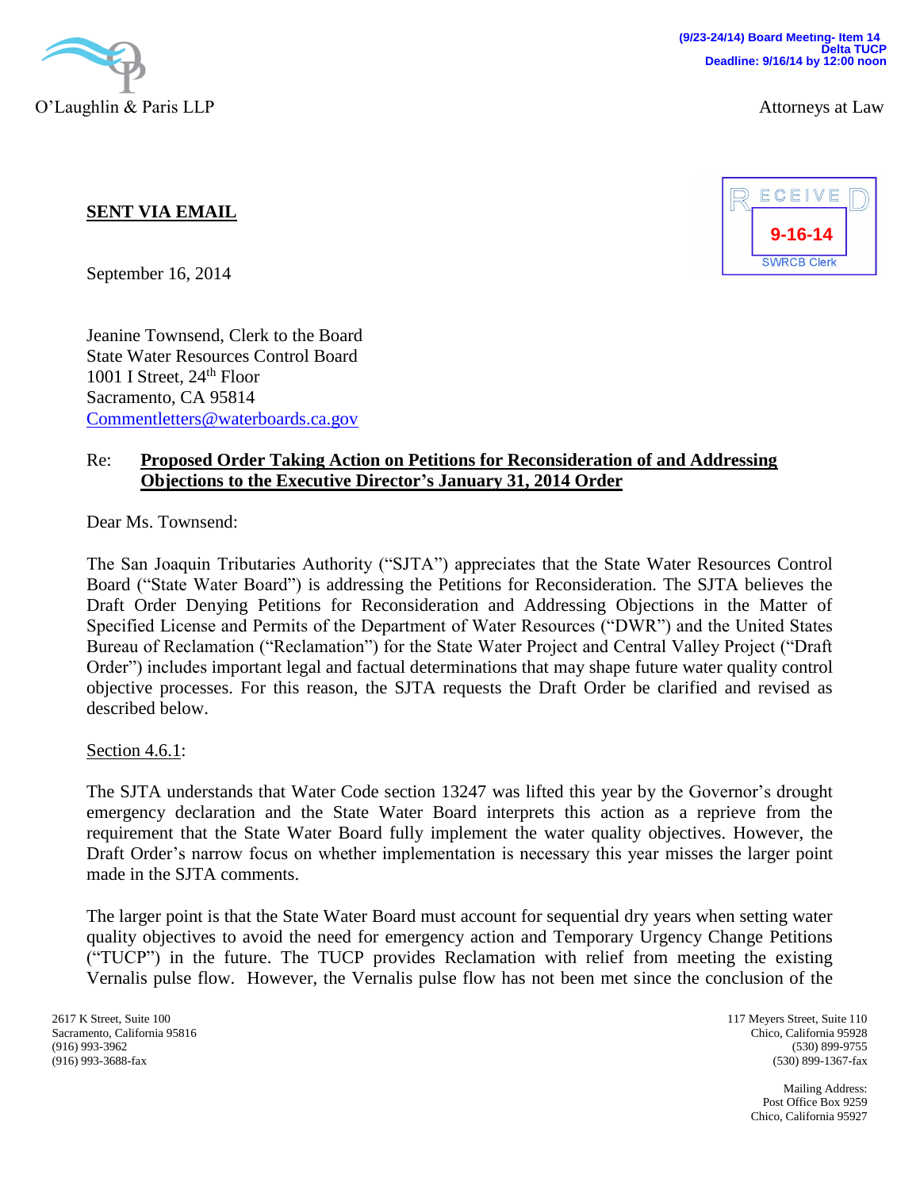(9/23-24/14) Board Meeting- Item 14
Delta TUCP
Deadline: 9/16/14 by 12:00 noon

O'Laughlin & Paris LLP

Attorneys at Law

RECEIVED
9-16-14
SWRCB Clerk

**SENT VIA EMAIL**

September 16, 2014

Jeanine Townsend, Clerk to the Board
State Water Resources Control Board
1001 I Street, 24th Floor
Sacramento, CA 95814
Commentletters@waterboards.ca.gov

Re: **Proposed Order Taking Action on Petitions for Reconsideration of and Addressing Objections to the Executive Director's January 31, 2014 Order**

Dear Ms. Townsend:

The San Joaquin Tributaries Authority ("SJTA") appreciates that the State Water Resources Control Board ("State Water Board") is addressing the Petitions for Reconsideration. The SJTA believes the Draft Order Denying Petitions for Reconsideration and Addressing Objections in the Matter of Specified License and Permits of the Department of Water Resources ("DWR") and the United States Bureau of Reclamation ("Reclamation") for the State Water Project and Central Valley Project ("Draft Order") includes important legal and factual determinations that may shape future water quality control objective processes. For this reason, the SJTA requests the Draft Order be clarified and revised as described below.

Section 4.6.1:

The SJTA understands that Water Code section 13247 was lifted this year by the Governor's drought emergency declaration and the State Water Board interprets this action as a reprieve from the requirement that the State Water Board fully implement the water quality objectives. However, the Draft Order's narrow focus on whether implementation is necessary this year misses the larger point made in the SJTA comments.

The larger point is that the State Water Board must account for sequential dry years when setting water quality objectives to avoid the need for emergency action and Temporary Urgency Change Petitions ("TUCP") in the future. The TUCP provides Reclamation with relief from meeting the existing Vernalis pulse flow. However, the Vernalis pulse flow has not been met since the conclusion of the

2617 K Street, Suite 100
Sacramento, California 95816
(916) 993-3962
(916) 993-3688-fax

117 Meyers Street, Suite 110
Chico, California 95928
(530) 899-9755
(530) 899-1367-fax

Mailing Address:
Post Office Box 9259
Chico, California 95927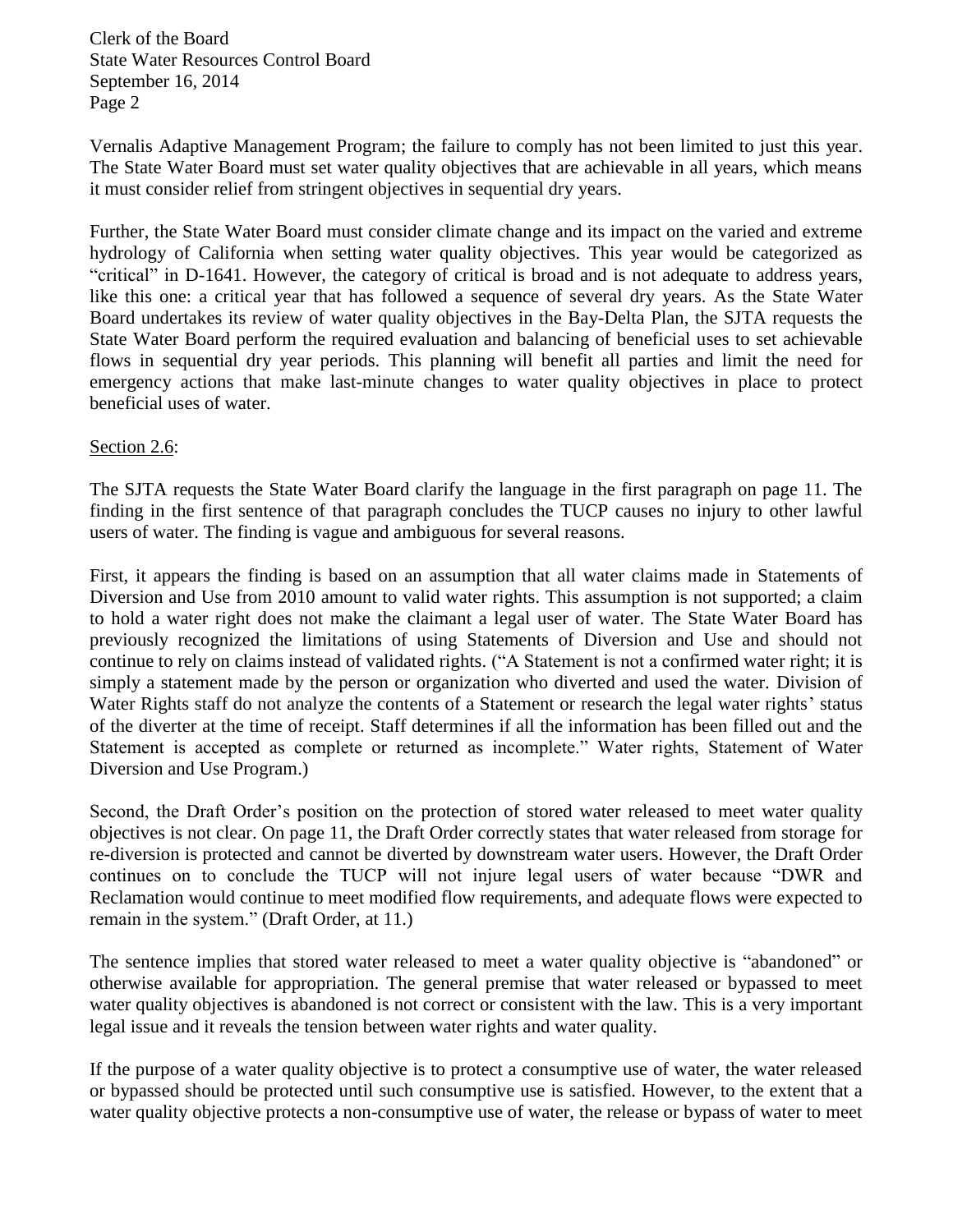Vernalis Adaptive Management Program; the failure to comply has not been limited to just this year. The State Water Board must set water quality objectives that are achievable in all years, which means it must consider relief from stringent objectives in sequential dry years.

Further, the State Water Board must consider climate change and its impact on the varied and extreme hydrology of California when setting water quality objectives. This year would be categorized as "critical" in D-1641. However, the category of critical is broad and is not adequate to address years, like this one: a critical year that has followed a sequence of several dry years. As the State Water Board undertakes its review of water quality objectives in the Bay-Delta Plan, the SJTA requests the State Water Board perform the required evaluation and balancing of beneficial uses to set achievable flows in sequential dry year periods. This planning will benefit all parties and limit the need for emergency actions that make last-minute changes to water quality objectives in place to protect beneficial uses of water.

<u>Section 2.6</u>:

The SJTA requests the State Water Board clarify the language in the first paragraph on page 11. The finding in the first sentence of that paragraph concludes the TUCP causes no injury to other lawful users of water. The finding is vague and ambiguous for several reasons.

First, it appears the finding is based on an assumption that all water claims made in Statements of Diversion and Use from 2010 amount to valid water rights. This assumption is not supported; a claim to hold a water right does not make the claimant a legal user of water. The State Water Board has previously recognized the limitations of using Statements of Diversion and Use and should not continue to rely on claims instead of validated rights. ("A Statement is not a confirmed water right; it is simply a statement made by the person or organization who diverted and used the water. Division of Water Rights staff do not analyze the contents of a Statement or research the legal water rights' status of the diverter at the time of receipt. Staff determines if all the information has been filled out and the Statement is accepted as complete or returned as incomplete." Water rights, Statement of Water Diversion and Use Program.)

Second, the Draft Order's position on the protection of stored water released to meet water quality objectives is not clear. On page 11, the Draft Order correctly states that water released from storage for re-diversion is protected and cannot be diverted by downstream water users. However, the Draft Order continues on to conclude the TUCP will not injure legal users of water because "DWR and Reclamation would continue to meet modified flow requirements, and adequate flows were expected to remain in the system." (Draft Order, at 11.)

The sentence implies that stored water released to meet a water quality objective is "abandoned" or otherwise available for appropriation. The general premise that water released or bypassed to meet water quality objectives is abandoned is not correct or consistent with the law. This is a very important legal issue and it reveals the tension between water rights and water quality.

If the purpose of a water quality objective is to protect a consumptive use of water, the water released or bypassed should be protected until such consumptive use is satisfied. However, to the extent that a water quality objective protects a non-consumptive use of water, the release or bypass of water to meet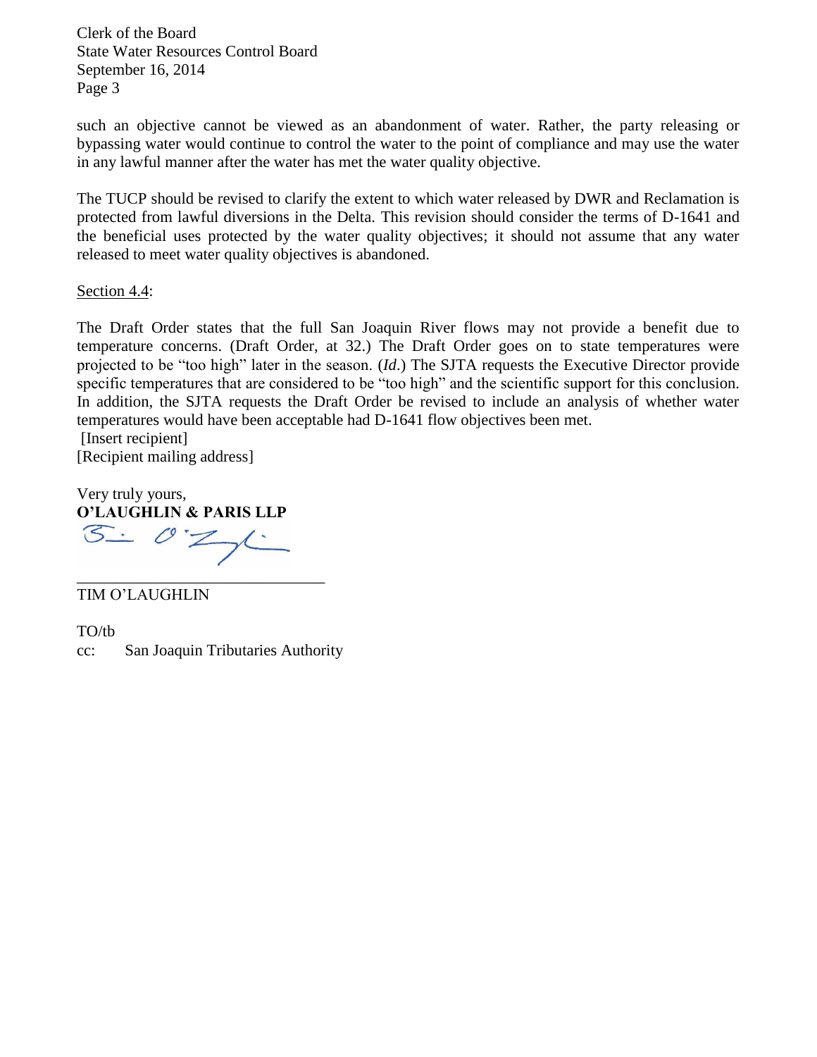such an objective cannot be viewed as an abandonment of water. Rather, the party releasing or bypassing water would continue to control the water to the point of compliance and may use the water in any lawful manner after the water has met the water quality objective.

The TUCP should be revised to clarify the extent to which water released by DWR and Reclamation is protected from lawful diversions in the Delta. This revision should consider the terms of D-1641 and the beneficial uses protected by the water quality objectives; it should not assume that any water released to meet water quality objectives is abandoned.

Section 4.4:

The Draft Order states that the full San Joaquin River flows may not provide a benefit due to temperature concerns. (Draft Order, at 32.) The Draft Order goes on to state temperatures were projected to be "too high" later in the season. (*Id*.) The SJTA requests the Executive Director provide specific temperatures that are considered to be "too high" and the scientific support for this conclusion. In addition, the SJTA requests the Draft Order be revised to include an analysis of whether water temperatures would have been acceptable had D-1641 flow objectives been met.
[Insert recipient]
[Recipient mailing address]

Very truly yours,
**O'LAUGHLIN & PARIS LLP**

_______________________________
TIM O'LAUGHLIN

TO/tb
cc: San Joaquin Tributaries Authority